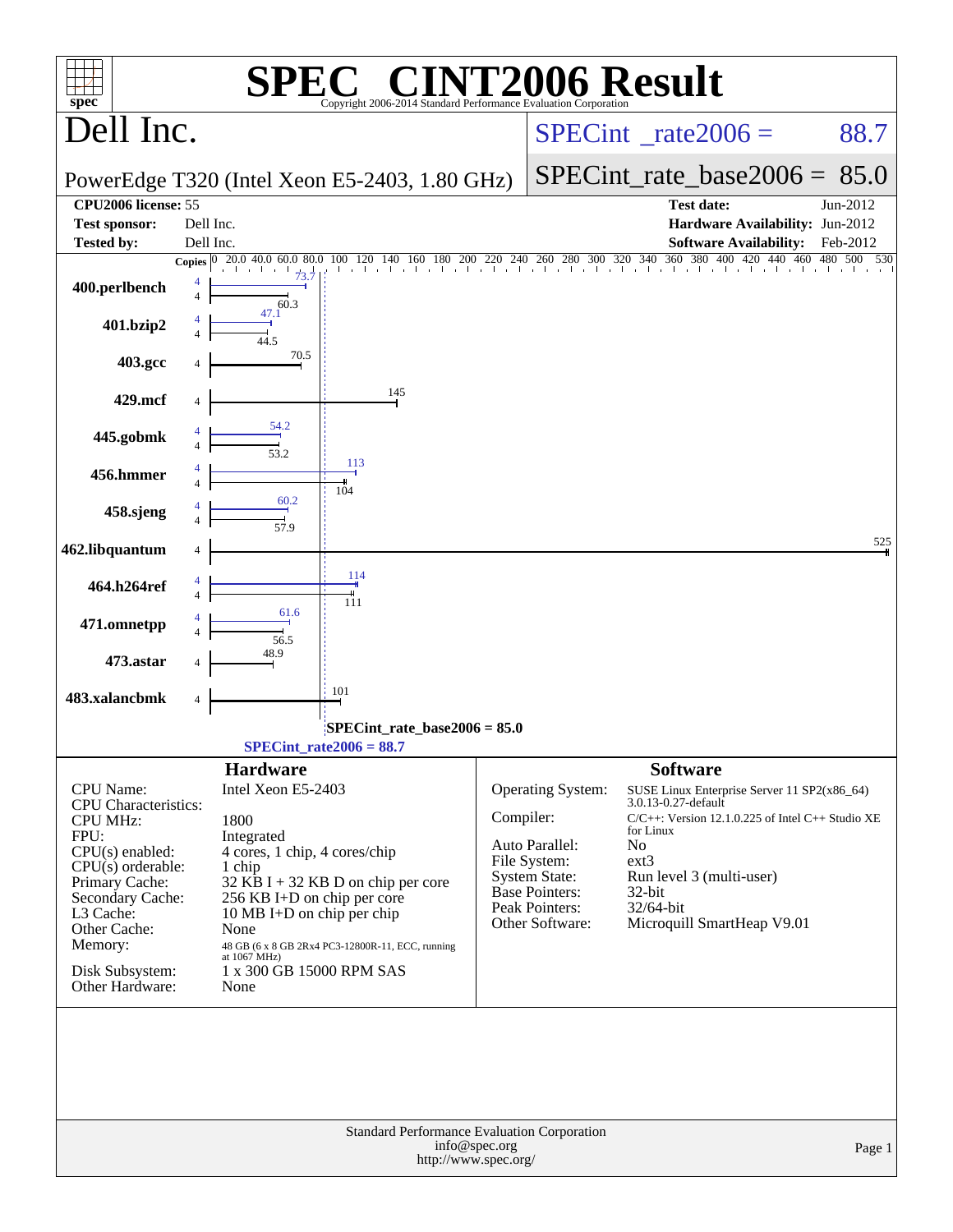# SPEC CINT2006 Result

Copyright 2006-2014 Standard Performance Evaluation Corporation

## Dell Inc.

PowerEdge T320 (Intel Xeon E5-2403, 1.80 GHz)

SPECint_rate2006 = 88.7

SPECint_rate_base2006 = 85.0

| | | | |
|---|---|---|---|
| **CPU2006 license:** | 55 | **Test date:** | Jun-2012 |
| **Test sponsor:** | Dell Inc. | **Hardware Availability:** | Jun-2012 |
| **Tested by:** | Dell Inc. | **Software Availability:** | Feb-2012 |

| Benchmark | Copies | Peak | Base |
|---|---|---|---|
| 400.perlbench | 4 | 73.7 | 60.3 |
| 401.bzip2 | 4 | 47.1 | 44.5 |
| 403.gcc | 4 | | 70.5 |
| 429.mcf | 4 | | 145 |
| 445.gobmk | 4 | 54.2 | 53.2 |
| 456.hmmer | 4 | 113 | 104 |
| 458.sjeng | 4 | 60.2 | 57.9 |
| 462.libquantum | 4 | | 525 |
| 464.h264ref | 4 | 114 | 111 |
| 471.omnetpp | 4 | 61.6 | 56.5 |
| 473.astar | 4 | | 48.9 |
| 483.xalancbmk | 4 | | 101 |

SPECint_rate_base2006 = 85.0

SPECint_rate2006 = 88.7

## Hardware

| | |
|---|---|
| CPU Name: | Intel Xeon E5-2403 |
| CPU Characteristics: | |
| CPU MHz: | 1800 |
| FPU: | Integrated |
| CPU(s) enabled: | 4 cores, 1 chip, 4 cores/chip |
| CPU(s) orderable: | 1 chip |
| Primary Cache: | 32 KB I + 32 KB D on chip per core |
| Secondary Cache: | 256 KB I+D on chip per core |
| L3 Cache: | 10 MB I+D on chip per chip |
| Other Cache: | None |
| Memory: | 48 GB (6 x 8 GB 2Rx4 PC3-12800R-11, ECC, running at 1067 MHz) |
| Disk Subsystem: | 1 x 300 GB 15000 RPM SAS |
| Other Hardware: | None |

## Software

| | |
|---|---|
| Operating System: | SUSE Linux Enterprise Server 11 SP2(x86_64) 3.0.13-0.27-default |
| Compiler: | C/C++: Version 12.1.0.225 of Intel C++ Studio XE for Linux |
| Auto Parallel: | No |
| File System: | ext3 |
| System State: | Run level 3 (multi-user) |
| Base Pointers: | 32-bit |
| Peak Pointers: | 32/64-bit |
| Other Software: | Microquill SmartHeap V9.01 |

Standard Performance Evaluation Corporation
info@spec.org
http://www.spec.org/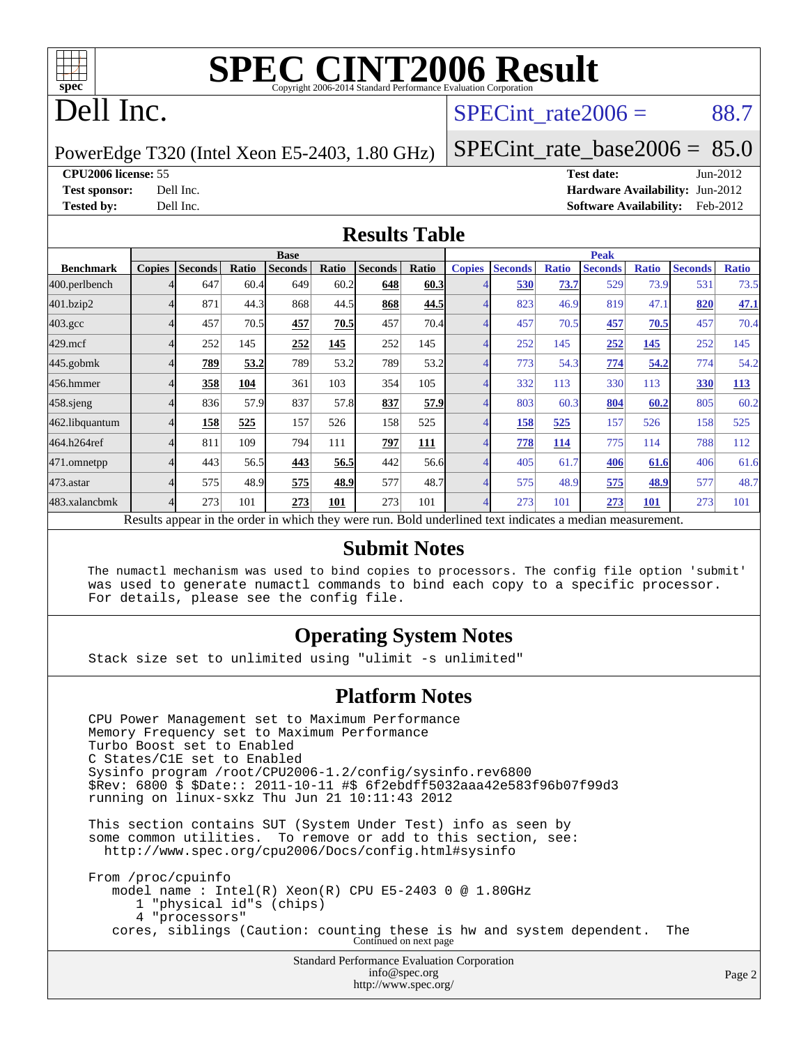# SPEC CINT2006 Result

Copyright 2006-2014 Standard Performance Evaluation Corporation

## Dell Inc.

PowerEdge T320 (Intel Xeon E5-2403, 1.80 GHz)

SPECint_rate2006 = 88.7

SPECint_rate_base2006 = 85.0

**CPU2006 license:** 55
**Test sponsor:** Dell Inc.
**Tested by:** Dell Inc.

**Test date:** Jun-2012
**Hardware Availability:** Jun-2012
**Software Availability:** Feb-2012

## Results Table

| Benchmark | Base | | | | | | | Peak | | | | | | |
|---|---|---|---|---|---|---|---|---|---|---|---|---|---|---|
| | Copies | Seconds | Ratio | Seconds | Ratio | Seconds | Ratio | Copies | Seconds | Ratio | Seconds | Ratio | Seconds | Ratio |
| 400.perlbench | 4 | 647 | 60.4 | 649 | 60.2 | **648** | **60.3** | 4 | **530** | **73.7** | 529 | 73.9 | 531 | 73.5 |
| 401.bzip2 | 4 | 871 | 44.3 | 868 | 44.5 | **868** | **44.5** | 4 | 823 | 46.9 | 819 | 47.1 | **820** | **47.1** |
| 403.gcc | 4 | 457 | 70.5 | **457** | **70.5** | 457 | 70.4 | 4 | 457 | 70.5 | **457** | **70.5** | 457 | 70.4 |
| 429.mcf | 4 | 252 | 145 | **252** | **145** | 252 | 145 | 4 | 252 | 145 | **252** | **145** | 252 | 145 |
| 445.gobmk | 4 | **789** | **53.2** | 789 | 53.2 | 789 | 53.2 | 4 | 773 | 54.3 | **774** | **54.2** | 774 | 54.2 |
| 456.hmmer | 4 | **358** | **104** | 361 | 103 | 354 | 105 | 4 | 332 | 113 | 330 | 113 | **330** | **113** |
| 458.sjeng | 4 | 836 | 57.9 | 837 | 57.8 | **837** | **57.9** | 4 | 803 | 60.3 | **804** | **60.2** | 805 | 60.2 |
| 462.libquantum | 4 | **158** | **525** | 157 | 526 | 158 | 525 | 4 | **158** | **525** | 157 | 526 | 158 | 525 |
| 464.h264ref | 4 | 811 | 109 | 794 | 111 | **797** | **111** | 4 | **778** | **114** | 775 | 114 | 788 | 112 |
| 471.omnetpp | 4 | 443 | 56.5 | **443** | **56.5** | 442 | 56.6 | 4 | 405 | 61.7 | **406** | **61.6** | 406 | 61.6 |
| 473.astar | 4 | 575 | 48.9 | **575** | **48.9** | 577 | 48.7 | 4 | 575 | 48.9 | **575** | **48.9** | 577 | 48.7 |
| 483.xalancbmk | 4 | 273 | 101 | **273** | **101** | 273 | 101 | 4 | 273 | 101 | **273** | **101** | 273 | 101 |

Results appear in the order in which they were run. Bold underlined text indicates a median measurement.

## Submit Notes

```
The numactl mechanism was used to bind copies to processors. The config file option 'submit'
was used to generate numactl commands to bind each copy to a specific processor.
For details, please see the config file.
```

## Operating System Notes

```
Stack size set to unlimited using "ulimit -s unlimited"
```

## Platform Notes

```
CPU Power Management set to Maximum Performance
Memory Frequency set to Maximum Performance
Turbo Boost set to Enabled
C States/C1E set to Enabled
Sysinfo program /root/CPU2006-1.2/config/sysinfo.rev6800
$Rev: 6800 $ $Date:: 2011-10-11 #$ 6f2ebdff5032aaa42e583f96b07f99d3
running on linux-sxkz Thu Jun 21 10:11:43 2012

This section contains SUT (System Under Test) info as seen by
some common utilities.  To remove or add to this section, see:
  http://www.spec.org/cpu2006/Docs/config.html#sysinfo

From /proc/cpuinfo
   model name : Intel(R) Xeon(R) CPU E5-2403 0 @ 1.80GHz
      1 "physical id"s (chips)
      4 "processors"
   cores, siblings (Caution: counting these is hw and system dependent.  The
```

Continued on next page

Standard Performance Evaluation Corporation
info@spec.org
http://www.spec.org/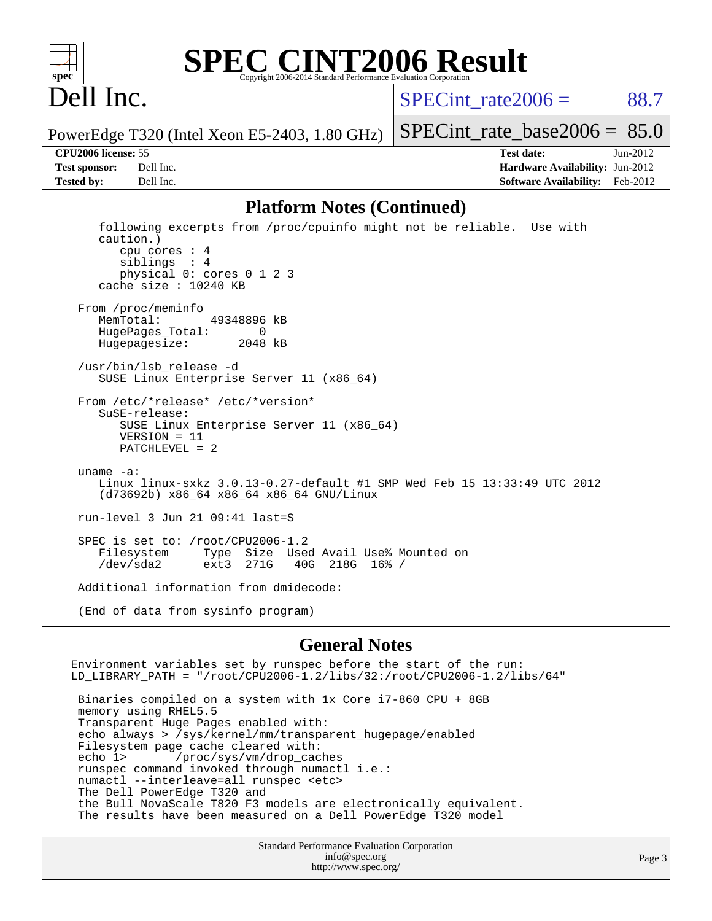# SPEC CINT2006 Result

## Dell Inc.

PowerEdge T320 (Intel Xeon E5-2403, 1.80 GHz)

SPECint_rate2006 = 88.7

SPECint_rate_base2006 = 85.0

**CPU2006 license:** 55
**Test sponsor:** Dell Inc.
**Tested by:** Dell Inc.

**Test date:** Jun-2012
**Hardware Availability:** Jun-2012
**Software Availability:** Feb-2012

## Platform Notes (Continued)

```
    following excerpts from /proc/cpuinfo might not be reliable.  Use with
    caution.)
       cpu cores : 4
       siblings  : 4
       physical 0: cores 0 1 2 3
    cache size : 10240 KB

 From /proc/meminfo
    MemTotal:       49348896 kB
    HugePages_Total:       0
    Hugepagesize:       2048 kB

 /usr/bin/lsb_release -d
    SUSE Linux Enterprise Server 11 (x86_64)

 From /etc/*release* /etc/*version*
    SuSE-release:
       SUSE Linux Enterprise Server 11 (x86_64)
       VERSION = 11
       PATCHLEVEL = 2

 uname -a:
    Linux linux-sxkz 3.0.13-0.27-default #1 SMP Wed Feb 15 13:33:49 UTC 2012
    (d73692b) x86_64 x86_64 x86_64 GNU/Linux

 run-level 3 Jun 21 09:41 last=S

 SPEC is set to: /root/CPU2006-1.2
    Filesystem     Type  Size  Used Avail Use% Mounted on
    /dev/sda2      ext3  271G   40G  218G  16% /

 Additional information from dmidecode:

 (End of data from sysinfo program)
```

## General Notes

```
Environment variables set by runspec before the start of the run:
LD_LIBRARY_PATH = "/root/CPU2006-1.2/libs/32:/root/CPU2006-1.2/libs/64"

 Binaries compiled on a system with 1x Core i7-860 CPU + 8GB
 memory using RHEL5.5
 Transparent Huge Pages enabled with:
 echo always > /sys/kernel/mm/transparent_hugepage/enabled
 Filesystem page cache cleared with:
 echo 1>       /proc/sys/vm/drop_caches
 runspec command invoked through numactl i.e.:
 numactl --interleave=all runspec <etc>
 The Dell PowerEdge T320 and
 the Bull NovaScale T820 F3 models are electronically equivalent.
 The results have been measured on a Dell PowerEdge T320 model
```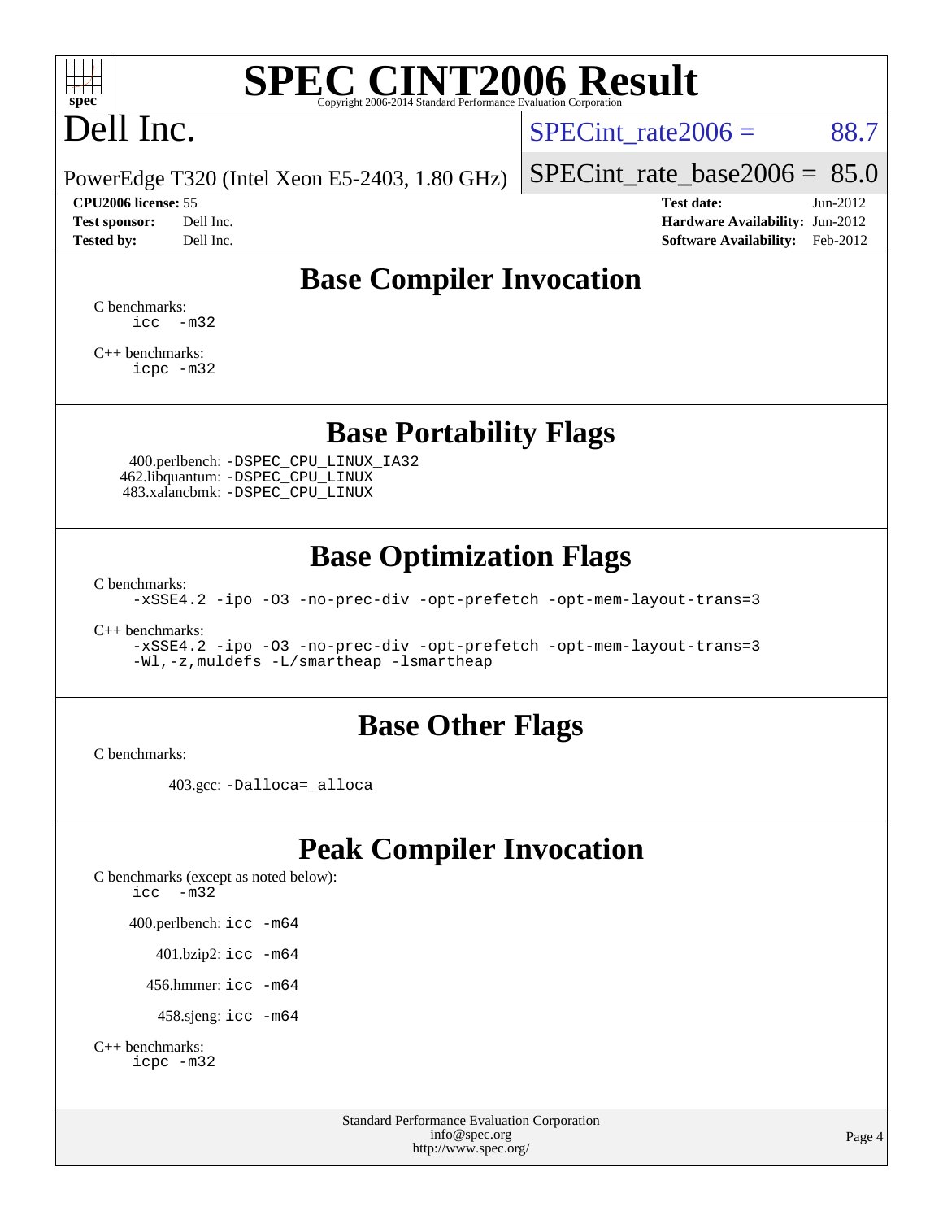# SPEC CINT2006 Result

Copyright 2006-2014 Standard Performance Evaluation Corporation

# Dell Inc.

PowerEdge T320 (Intel Xeon E5-2403, 1.80 GHz)

SPECint_rate2006 = 88.7

SPECint_rate_base2006 = 85.0

| | | | |
|---|---|---|---|
| **CPU2006 license:** 55 | | **Test date:** | Jun-2012 |
| **Test sponsor:** | Dell Inc. | **Hardware Availability:** | Jun-2012 |
| **Tested by:** | Dell Inc. | **Software Availability:** | Feb-2012 |

## Base Compiler Invocation

C benchmarks:
```
icc  -m32
```

C++ benchmarks:
```
icpc -m32
```

## Base Portability Flags

400.perlbench: `-DSPEC_CPU_LINUX_IA32`
462.libquantum: `-DSPEC_CPU_LINUX`
483.xalancbmk: `-DSPEC_CPU_LINUX`

## Base Optimization Flags

C benchmarks:
```
-xSSE4.2 -ipo -O3 -no-prec-div -opt-prefetch -opt-mem-layout-trans=3
```

C++ benchmarks:
```
-xSSE4.2 -ipo -O3 -no-prec-div -opt-prefetch -opt-mem-layout-trans=3
-Wl,-z,muldefs -L/smartheap -lsmartheap
```

## Base Other Flags

C benchmarks:

403.gcc: `-Dalloca=_alloca`

## Peak Compiler Invocation

C benchmarks (except as noted below):
```
icc  -m32
```

400.perlbench: `icc -m64`

401.bzip2: `icc -m64`

456.hmmer: `icc -m64`

458.sjeng: `icc -m64`

C++ benchmarks:
```
icpc -m32
```

Standard Performance Evaluation Corporation
info@spec.org
http://www.spec.org/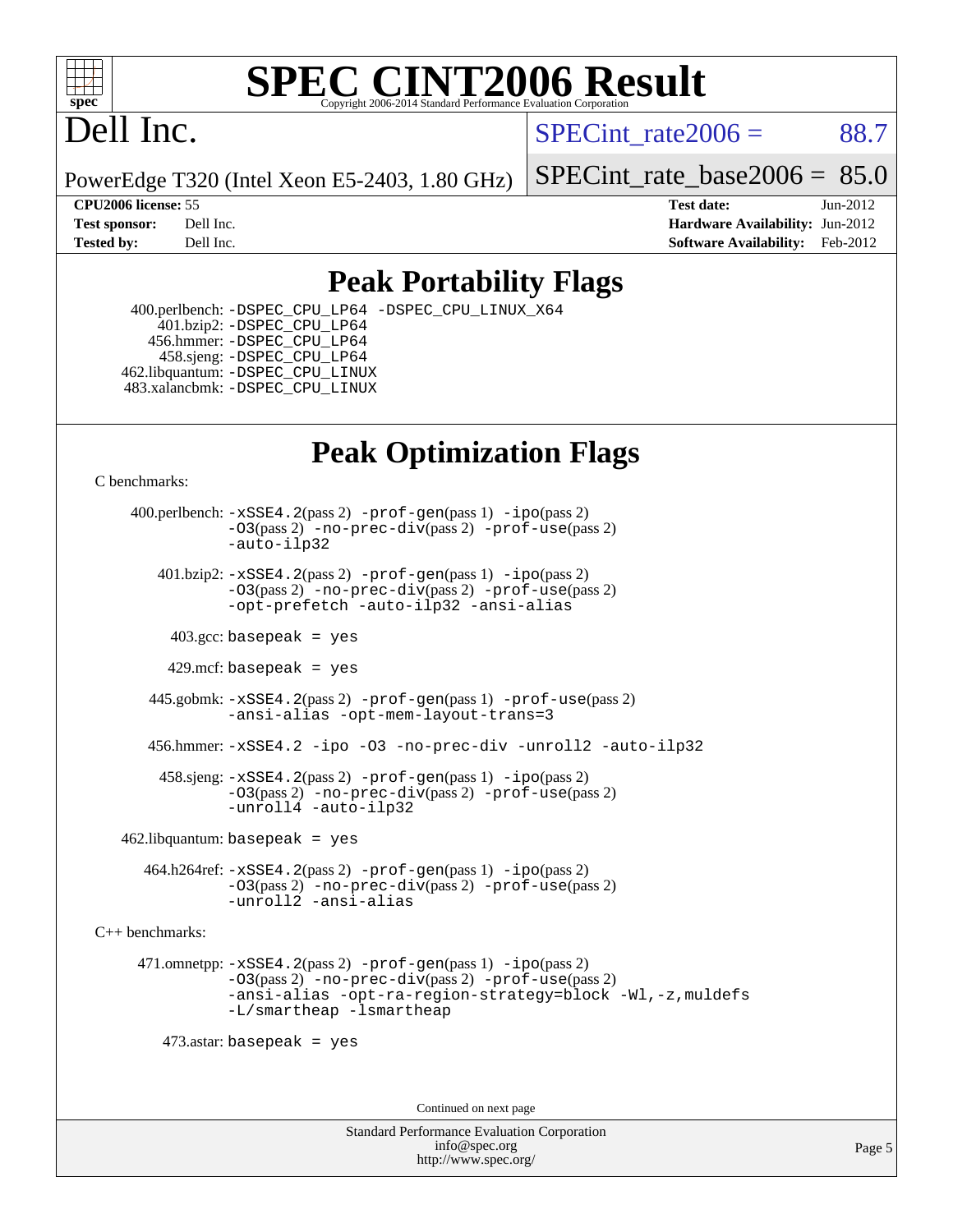# SPEC CINT2006 Result

Copyright 2006-2014 Standard Performance Evaluation Corporation

# Dell Inc.

PowerEdge T320 (Intel Xeon E5-2403, 1.80 GHz)

SPECint_rate2006 = 88.7

SPECint_rate_base2006 = 85.0

| | | | |
|---|---|---|---|
| **CPU2006 license:** 55 | | **Test date:** | Jun-2012 |
| **Test sponsor:** | Dell Inc. | **Hardware Availability:** | Jun-2012 |
| **Tested by:** | Dell Inc. | **Software Availability:** | Feb-2012 |

## Peak Portability Flags

400.perlbench: -DSPEC_CPU_LP64 -DSPEC_CPU_LINUX_X64
401.bzip2: -DSPEC_CPU_LP64
456.hmmer: -DSPEC_CPU_LP64
458.sjeng: -DSPEC_CPU_LP64
462.libquantum: -DSPEC_CPU_LINUX
483.xalancbmk: -DSPEC_CPU_LINUX

## Peak Optimization Flags

C benchmarks:

400.perlbench: -xSSE4.2(pass 2) -prof-gen(pass 1) -ipo(pass 2) -O3(pass 2) -no-prec-div(pass 2) -prof-use(pass 2) -auto-ilp32

401.bzip2: -xSSE4.2(pass 2) -prof-gen(pass 1) -ipo(pass 2) -O3(pass 2) -no-prec-div(pass 2) -prof-use(pass 2) -opt-prefetch -auto-ilp32 -ansi-alias

403.gcc: basepeak = yes

429.mcf: basepeak = yes

445.gobmk: -xSSE4.2(pass 2) -prof-gen(pass 1) -prof-use(pass 2) -ansi-alias -opt-mem-layout-trans=3

456.hmmer: -xSSE4.2 -ipo -O3 -no-prec-div -unroll2 -auto-ilp32

458.sjeng: -xSSE4.2(pass 2) -prof-gen(pass 1) -ipo(pass 2) -O3(pass 2) -no-prec-div(pass 2) -prof-use(pass 2) -unroll4 -auto-ilp32

462.libquantum: basepeak = yes

464.h264ref: -xSSE4.2(pass 2) -prof-gen(pass 1) -ipo(pass 2) -O3(pass 2) -no-prec-div(pass 2) -prof-use(pass 2) -unroll2 -ansi-alias

C++ benchmarks:

471.omnetpp: -xSSE4.2(pass 2) -prof-gen(pass 1) -ipo(pass 2) -O3(pass 2) -no-prec-div(pass 2) -prof-use(pass 2) -ansi-alias -opt-ra-region-strategy=block -Wl,-z,muldefs -L/smartheap -lsmartheap

473.astar: basepeak = yes

Continued on next page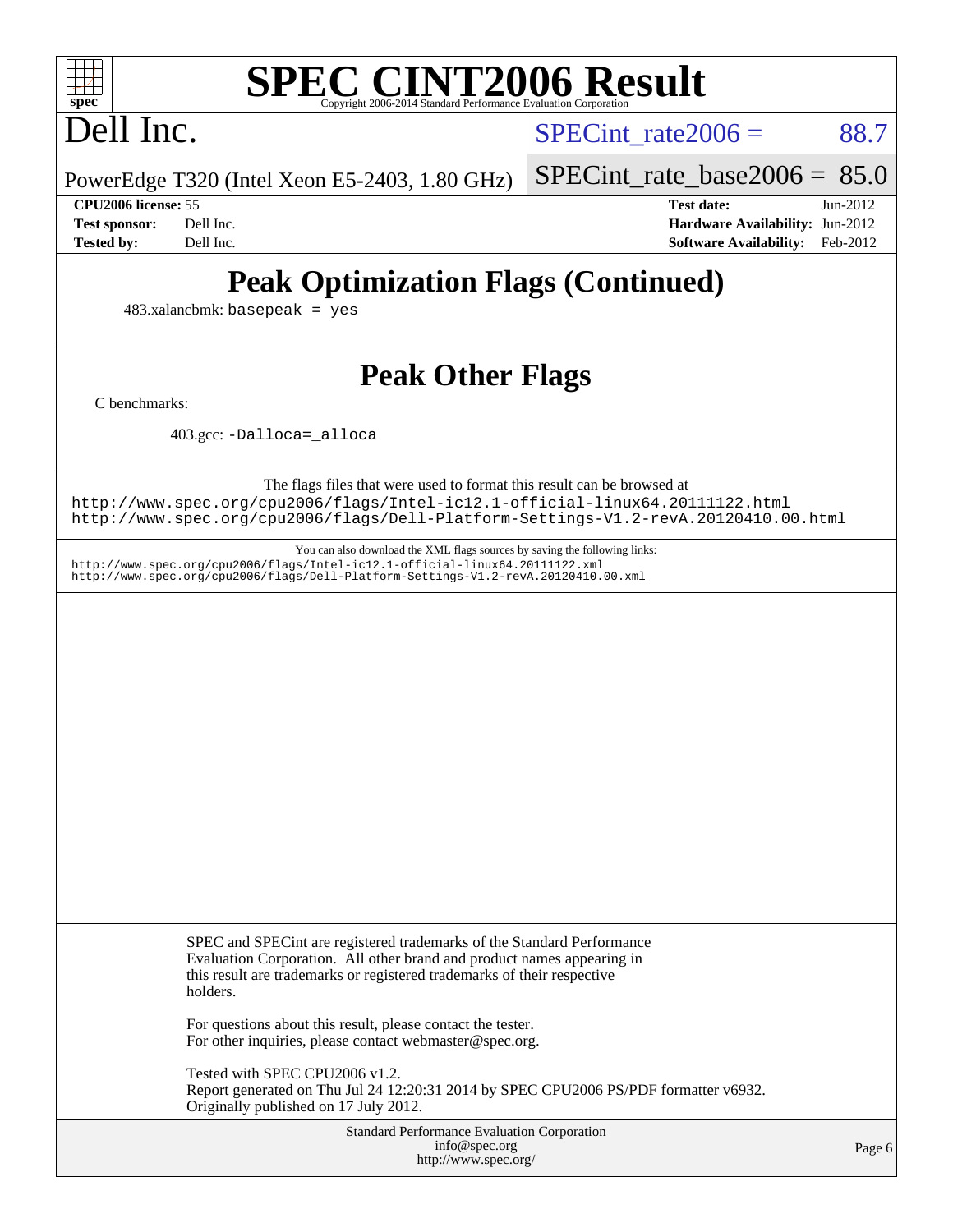## Peak Optimization Flags (Continued)

483.xalancbmk: basepeak = yes

## Peak Other Flags

C benchmarks:

403.gcc: -Dalloca=_alloca

The flags files that were used to format this result can be browsed at
http://www.spec.org/cpu2006/flags/Intel-ic12.1-official-linux64.20111122.html
http://www.spec.org/cpu2006/flags/Dell-Platform-Settings-V1.2-revA.20120410.00.html

You can also download the XML flags sources by saving the following links:
http://www.spec.org/cpu2006/flags/Intel-ic12.1-official-linux64.20111122.xml
http://www.spec.org/cpu2006/flags/Dell-Platform-Settings-V1.2-revA.20120410.00.xml

SPEC and SPECint are registered trademarks of the Standard Performance Evaluation Corporation. All other brand and product names appearing in this result are trademarks or registered trademarks of their respective holders.

For questions about this result, please contact the tester.
For other inquiries, please contact webmaster@spec.org.

Tested with SPEC CPU2006 v1.2.
Report generated on Thu Jul 24 12:20:31 2014 by SPEC CPU2006 PS/PDF formatter v6932.
Originally published on 17 July 2012.